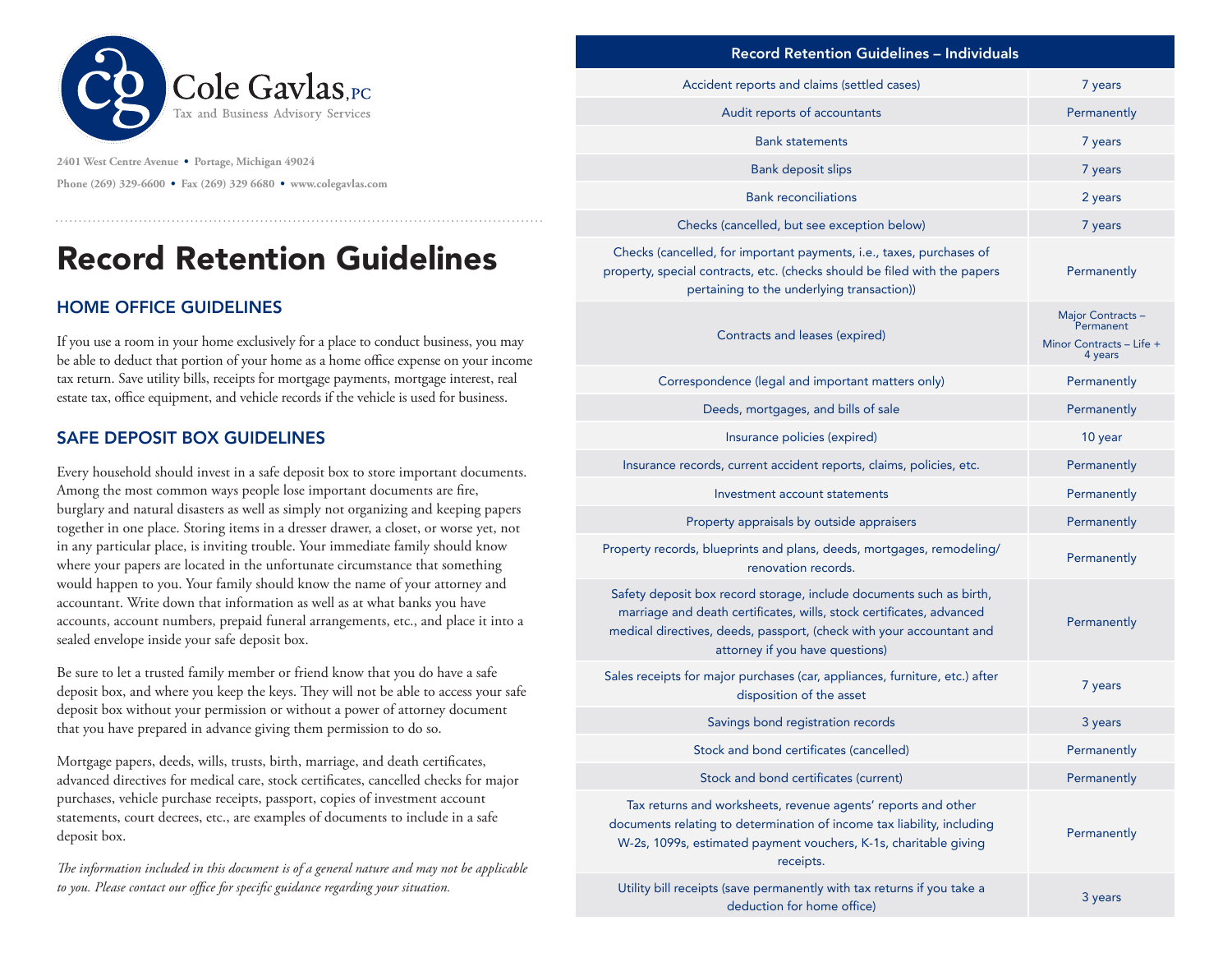Cole Gavlas, PC
Tax and Business Advisory Services

2401 West Centre Avenue • Portage, Michigan 49024

Phone (269) 329-6600 • Fax (269) 329 6680 • www.colegavlas.com

# Record Retention Guidelines

## HOME OFFICE GUIDELINES

If you use a room in your home exclusively for a place to conduct business, you may be able to deduct that portion of your home as a home office expense on your income tax return. Save utility bills, receipts for mortgage payments, mortgage interest, real estate tax, office equipment, and vehicle records if the vehicle is used for business.

## SAFE DEPOSIT BOX GUIDELINES

Every household should invest in a safe deposit box to store important documents. Among the most common ways people lose important documents are fire, burglary and natural disasters as well as simply not organizing and keeping papers together in one place. Storing items in a dresser drawer, a closet, or worse yet, not in any particular place, is inviting trouble. Your immediate family should know where your papers are located in the unfortunate circumstance that something would happen to you. Your family should know the name of your attorney and accountant. Write down that information as well as at what banks you have accounts, account numbers, prepaid funeral arrangements, etc., and place it into a sealed envelope inside your safe deposit box.

Be sure to let a trusted family member or friend know that you do have a safe deposit box, and where you keep the keys. They will not be able to access your safe deposit box without your permission or without a power of attorney document that you have prepared in advance giving them permission to do so.

Mortgage papers, deeds, wills, trusts, birth, marriage, and death certificates, advanced directives for medical care, stock certificates, cancelled checks for major purchases, vehicle purchase receipts, passport, copies of investment account statements, court decrees, etc., are examples of documents to include in a safe deposit box.

*The information included in this document is of a general nature and may not be applicable to you. Please contact our office for specific guidance regarding your situation.*

| Record Retention Guidelines – Individuals | |
|---|---|
| Accident reports and claims (settled cases) | 7 years |
| Audit reports of accountants | Permanently |
| Bank statements | 7 years |
| Bank deposit slips | 7 years |
| Bank reconciliations | 2 years |
| Checks (cancelled, but see exception below) | 7 years |
| Checks (cancelled, for important payments, i.e., taxes, purchases of property, special contracts, etc. (checks should be filed with the papers pertaining to the underlying transaction)) | Permanently |
| Contracts and leases (expired) | Major Contracts – Permanent; Minor Contracts – Life + 4 years |
| Correspondence (legal and important matters only) | Permanently |
| Deeds, mortgages, and bills of sale | Permanently |
| Insurance policies (expired) | 10 year |
| Insurance records, current accident reports, claims, policies, etc. | Permanently |
| Investment account statements | Permanently |
| Property appraisals by outside appraisers | Permanently |
| Property records, blueprints and plans, deeds, mortgages, remodeling/renovation records. | Permanently |
| Safety deposit box record storage, include documents such as birth, marriage and death certificates, wills, stock certificates, advanced medical directives, deeds, passport, (check with your accountant and attorney if you have questions) | Permanently |
| Sales receipts for major purchases (car, appliances, furniture, etc.) after disposition of the asset | 7 years |
| Savings bond registration records | 3 years |
| Stock and bond certificates (cancelled) | Permanently |
| Stock and bond certificates (current) | Permanently |
| Tax returns and worksheets, revenue agents' reports and other documents relating to determination of income tax liability, including W-2s, 1099s, estimated payment vouchers, K-1s, charitable giving receipts. | Permanently |
| Utility bill receipts (save permanently with tax returns if you take a deduction for home office) | 3 years |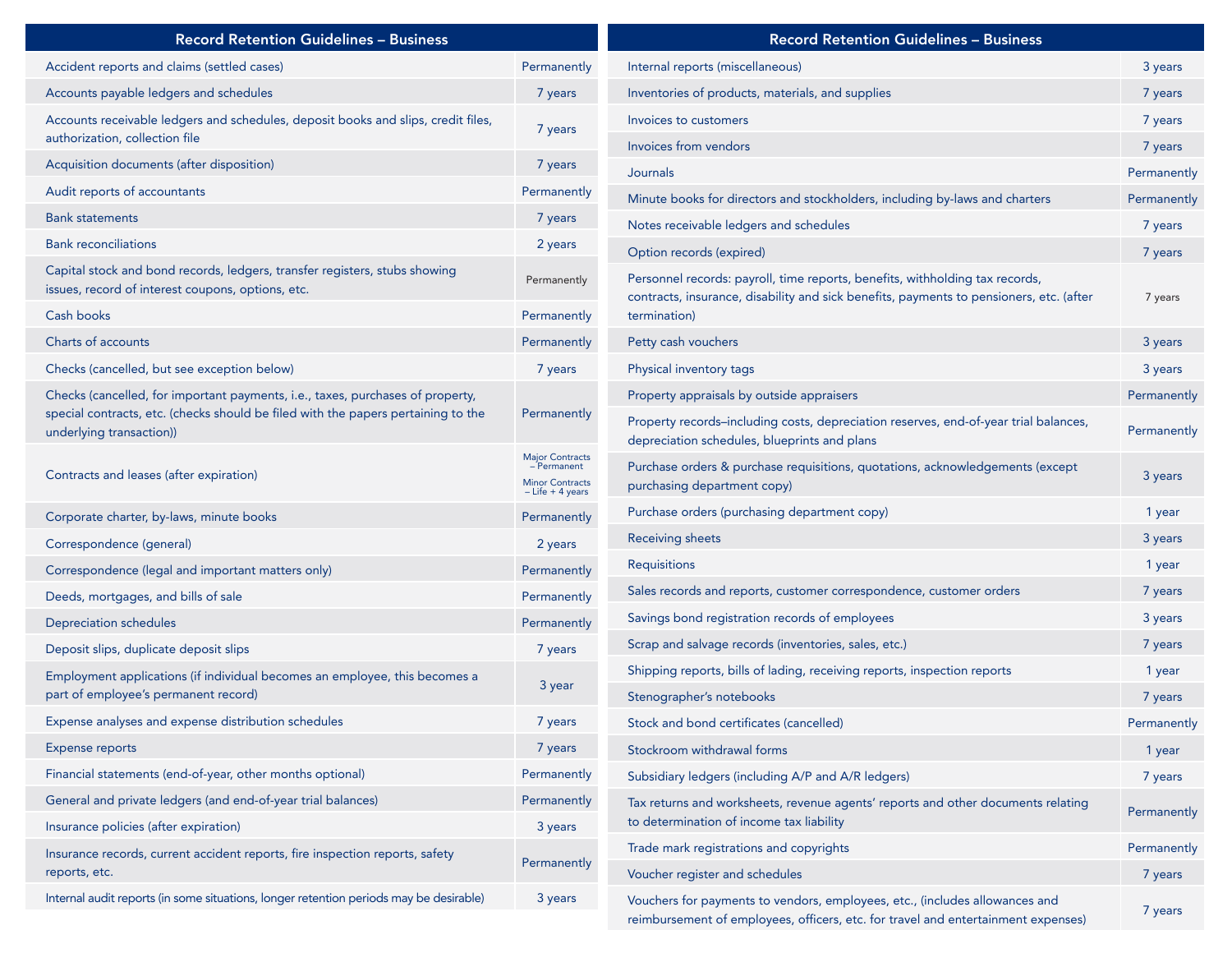## Record Retention Guidelines – Business

| Record Retention Guidelines – Business | |
|---|---|
| Accident reports and claims (settled cases) | Permanently |
| Accounts payable ledgers and schedules | 7 years |
| Accounts receivable ledgers and schedules, deposit books and slips, credit files, authorization, collection file | 7 years |
| Acquisition documents (after disposition) | 7 years |
| Audit reports of accountants | Permanently |
| Bank statements | 7 years |
| Bank reconciliations | 2 years |
| Capital stock and bond records, ledgers, transfer registers, stubs showing issues, record of interest coupons, options, etc. | Permanently |
| Cash books | Permanently |
| Charts of accounts | Permanently |
| Checks (cancelled, but see exception below) | 7 years |
| Checks (cancelled, for important payments, i.e., taxes, purchases of property, special contracts, etc. (checks should be filed with the papers pertaining to the underlying transaction)) | Permanently |
| Contracts and leases (after expiration) | Major Contracts – Permanent<br>Minor Contracts – Life + 4 years |
| Corporate charter, by-laws, minute books | Permanently |
| Correspondence (general) | 2 years |
| Correspondence (legal and important matters only) | Permanently |
| Deeds, mortgages, and bills of sale | Permanently |
| Depreciation schedules | Permanently |
| Deposit slips, duplicate deposit slips | 7 years |
| Employment applications (if individual becomes an employee, this becomes a part of employee's permanent record) | 3 year |
| Expense analyses and expense distribution schedules | 7 years |
| Expense reports | 7 years |
| Financial statements (end-of-year, other months optional) | Permanently |
| General and private ledgers (and end-of-year trial balances) | Permanently |
| Insurance policies (after expiration) | 3 years |
| Insurance records, current accident reports, fire inspection reports, safety reports, etc. | Permanently |
| Internal audit reports (in some situations, longer retention periods may be desirable) | 3 years |

| Record Retention Guidelines – Business | |
|---|---|
| Internal reports (miscellaneous) | 3 years |
| Inventories of products, materials, and supplies | 7 years |
| Invoices to customers | 7 years |
| Invoices from vendors | 7 years |
| Journals | Permanently |
| Minute books for directors and stockholders, including by-laws and charters | Permanently |
| Notes receivable ledgers and schedules | 7 years |
| Option records (expired) | 7 years |
| Personnel records: payroll, time reports, benefits, withholding tax records, contracts, insurance, disability and sick benefits, payments to pensioners, etc. (after termination) | 7 years |
| Petty cash vouchers | 3 years |
| Physical inventory tags | 3 years |
| Property appraisals by outside appraisers | Permanently |
| Property records–including costs, depreciation reserves, end-of-year trial balances, depreciation schedules, blueprints and plans | Permanently |
| Purchase orders & purchase requisitions, quotations, acknowledgements (except purchasing department copy) | 3 years |
| Purchase orders (purchasing department copy) | 1 year |
| Receiving sheets | 3 years |
| Requisitions | 1 year |
| Sales records and reports, customer correspondence, customer orders | 7 years |
| Savings bond registration records of employees | 3 years |
| Scrap and salvage records (inventories, sales, etc.) | 7 years |
| Shipping reports, bills of lading, receiving reports, inspection reports | 1 year |
| Stenographer's notebooks | 7 years |
| Stock and bond certificates (cancelled) | Permanently |
| Stockroom withdrawal forms | 1 year |
| Subsidiary ledgers (including A/P and A/R ledgers) | 7 years |
| Tax returns and worksheets, revenue agents' reports and other documents relating to determination of income tax liability | Permanently |
| Trade mark registrations and copyrights | Permanently |
| Voucher register and schedules | 7 years |
| Vouchers for payments to vendors, employees, etc., (includes allowances and reimbursement of employees, officers, etc. for travel and entertainment expenses) | 7 years |